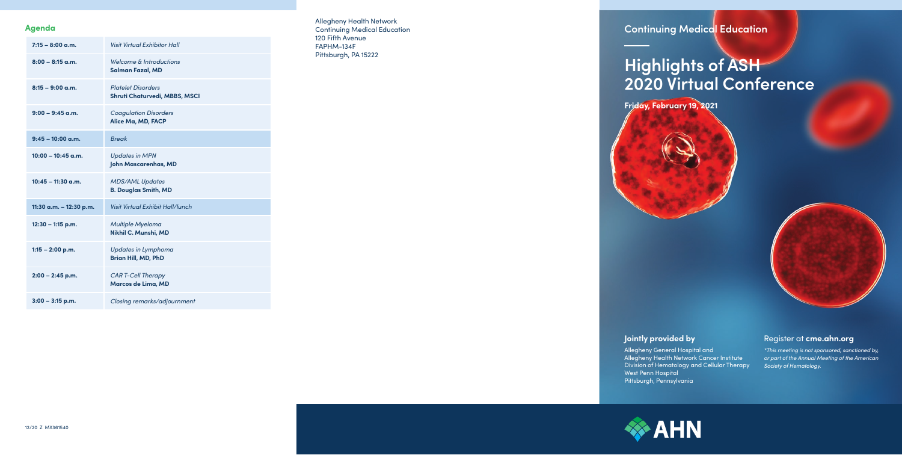## Agenda

| | |
|---|---|
| **7:15 – 8:00 a.m.** | *Visit Virtual Exhibitor Hall* |
| **8:00 – 8:15 a.m.** | *Welcome & Introductions* **Salman Fazal, MD** |
| **8:15 – 9:00 a.m.** | *Platelet Disorders* **Shruti Chaturvedi, MBBS, MSCI** |
| **9:00 – 9:45 a.m.** | *Coagulation Disorders* **Alice Ma, MD, FACP** |
| **9:45 – 10:00 a.m.** | *Break* |
| **10:00 – 10:45 a.m.** | *Updates in MPN* **John Mascarenhas, MD** |
| **10:45 – 11:30 a.m.** | *MDS/AML Updates* **B. Douglas Smith, MD** |
| **11:30 a.m. – 12:30 p.m.** | *Visit Virtual Exhibit Hall/lunch* |
| **12:30 – 1:15 p.m.** | *Multiple Myeloma* **Nikhil C. Munshi, MD** |
| **1:15 – 2:00 p.m.** | *Updates in Lymphoma* **Brian Hill, MD, PhD** |
| **2:00 – 2:45 p.m.** | *CAR T-Cell Therapy* **Marcos de Lima, MD** |
| **3:00 – 3:15 p.m.** | *Closing remarks/adjournment* |

12/20 Z MX361540

Allegheny Health Network
Continuing Medical Education
120 Fifth Avenue
FAPHM-134F
Pittsburgh, PA 15222

## Continuing Medical Education

# Highlights of ASH 2020 Virtual Conference

**Friday, February 19, 2021**

### Jointly provided by

Allegheny General Hospital and
Allegheny Health Network Cancer Institute
Division of Hematology and Cellular Therapy
West Penn Hospital
Pittsburgh, Pennsylvania

Register at **cme.ahn.org**

*\*This meeting is not sponsored, sanctioned by, or part of the Annual Meeting of the American Society of Hematology.*

AHN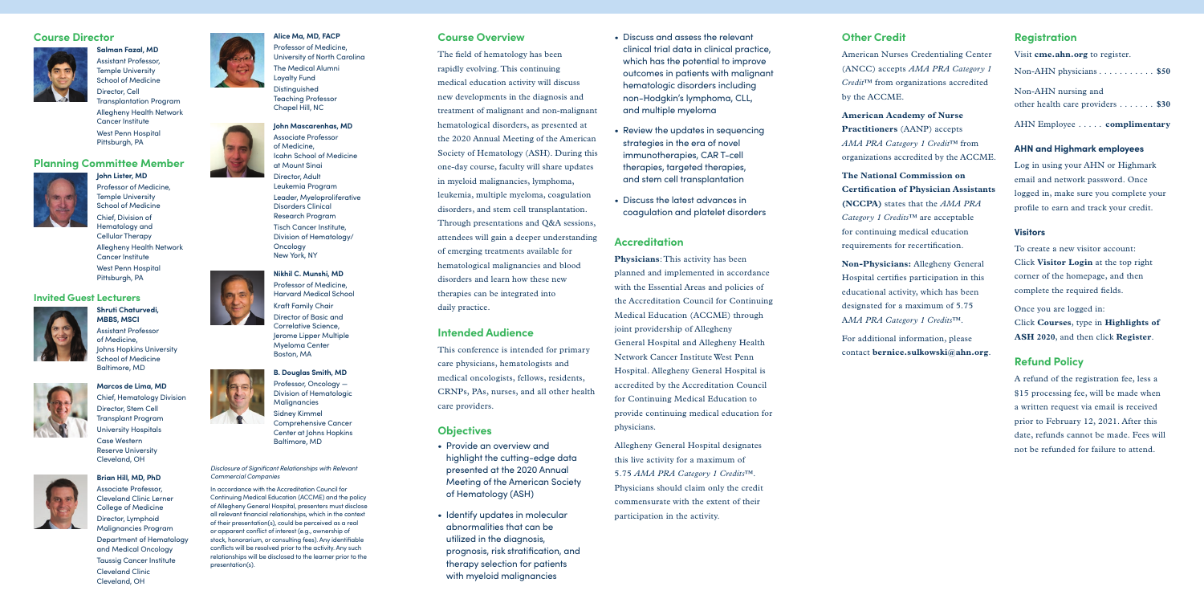## Course Director

**Salman Fazal, MD**
Assistant Professor, Temple University School of Medicine
Director, Cell Transplantation Program
Allegheny Health Network Cancer Institute
West Penn Hospital
Pittsburgh, PA

## Planning Committee Member

**John Lister, MD**
Professor of Medicine, Temple University School of Medicine
Chief, Division of Hematology and Cellular Therapy
Allegheny Health Network Cancer Institute
West Penn Hospital
Pittsburgh, PA

## Invited Guest Lecturers

**Shruti Chaturvedi, MBBS, MSCI**
Assistant Professor of Medicine, Johns Hopkins University School of Medicine
Baltimore, MD

**Marcos de Lima, MD**
Chief, Hematology Division
Director, Stem Cell Transplant Program
University Hospitals
Case Western Reserve University
Cleveland, OH

**Brian Hill, MD, PhD**
Associate Professor, Cleveland Clinic Lerner College of Medicine
Director, Lymphoid Malignancies Program
Department of Hematology and Medical Oncology
Taussig Cancer Institute
Cleveland Clinic
Cleveland, OH

**Alice Ma, MD, FACP**
Professor of Medicine, University of North Carolina
The Medical Alumni Loyalty Fund
Distinguished Teaching Professor
Chapel Hill, NC

**John Mascarenhas, MD**
Associate Professor of Medicine, Icahn School of Medicine at Mount Sinai
Director, Adult Leukemia Program
Leader, Myeloproliferative Disorders Clinical Research Program
Tisch Cancer Institute, Division of Hematology/Oncology
New York, NY

**Nikhil C. Munshi, MD**
Professor of Medicine, Harvard Medical School
Kraft Family Chair
Director of Basic and Correlative Science, Jerome Lipper Multiple Myeloma Center
Boston, MA

**B. Douglas Smith, MD**
Professor, Oncology — Division of Hematologic Malignancies
Sidney Kimmel Comprehensive Cancer Center at Johns Hopkins
Baltimore, MD

*Disclosure of Significant Relationships with Relevant Commercial Companies*

In accordance with the Accreditation Council for Continuing Medical Education (ACCME) and the policy of Allegheny General Hospital, presenters must disclose all relevant financial relationships, which in the context of their presentation(s), could be perceived as a real or apparent conflict of interest (e.g., ownership of stock, honorarium, or consulting fees). Any identifiable conflicts will be resolved prior to the activity. Any such relationships will be disclosed to the learner prior to the presentation(s).

## Course Overview

The field of hematology has been rapidly evolving. This continuing medical education activity will discuss new developments in the diagnosis and treatment of malignant and non-malignant hematological disorders, as presented at the 2020 Annual Meeting of the American Society of Hematology (ASH). During this one-day course, faculty will share updates in myeloid malignancies, lymphoma, leukemia, multiple myeloma, coagulation disorders, and stem cell transplantation. Through presentations and Q&A sessions, attendees will gain a deeper understanding of emerging treatments available for hematological malignancies and blood disorders and learn how these new therapies can be integrated into daily practice.

## Intended Audience

This conference is intended for primary care physicians, hematologists and medical oncologists, fellows, residents, CRNPs, PAs, nurses, and all other health care providers.

## Objectives

- Provide an overview and highlight the cutting-edge data presented at the 2020 Annual Meeting of the American Society of Hematology (ASH)
- Identify updates in molecular abnormalities that can be utilized in the diagnosis, prognosis, risk stratification, and therapy selection for patients with myeloid malignancies
- Discuss and assess the relevant clinical trial data in clinical practice, which has the potential to improve outcomes in patients with malignant hematologic disorders including non-Hodgkin's lymphoma, CLL, and multiple myeloma
- Review the updates in sequencing strategies in the era of novel immunotherapies, CAR T-cell therapies, targeted therapies, and stem cell transplantation
- Discuss the latest advances in coagulation and platelet disorders

## Accreditation

**Physicians**: This activity has been planned and implemented in accordance with the Essential Areas and policies of the Accreditation Council for Continuing Medical Education (ACCME) through joint providership of Allegheny General Hospital and Allegheny Health Network Cancer Institute West Penn Hospital. Allegheny General Hospital is accredited by the Accreditation Council for Continuing Medical Education to provide continuing medical education for physicians.

Allegheny General Hospital designates this live activity for a maximum of 5.75 *AMA PRA Category 1 Credits*™. Physicians should claim only the credit commensurate with the extent of their participation in the activity.

## Other Credit

American Nurses Credentialing Center (ANCC) accepts *AMA PRA Category 1 Credit*™ from organizations accredited by the ACCME.

**American Academy of Nurse Practitioners** (AANP) accepts *AMA PRA Category 1 Credit*™ from organizations accredited by the ACCME.

**The National Commission on Certification of Physician Assistants (NCCPA)** states that the *AMA PRA Category 1 Credits*™ are acceptable for continuing medical education requirements for recertification.

**Non-Physicians:** Allegheny General Hospital certifies participation in this educational activity, which has been designated for a maximum of 5.75 *AMA PRA Category 1 Credits*™.

For additional information, please contact **bernice.sulkowski@ahn.org**.

## Registration

Visit **cme.ahn.org** to register.

Non-AHN physicians . . . . . . . . . . . **$50**

Non-AHN nursing and other health care providers . . . . . . . **$30**

AHN Employee . . . . . **complimentary**

### AHN and Highmark employees

Log in using your AHN or Highmark email and network password. Once logged in, make sure you complete your profile to earn and track your credit.

### Visitors

To create a new visitor account: Click **Visitor Login** at the top right corner of the homepage, and then complete the required fields.

Once you are logged in: Click **Courses**, type in **Highlights of ASH 2020**, and then click **Register**.

## Refund Policy

A refund of the registration fee, less a $15 processing fee, will be made when a written request via email is received prior to February 12, 2021. After this date, refunds cannot be made. Fees will not be refunded for failure to attend.